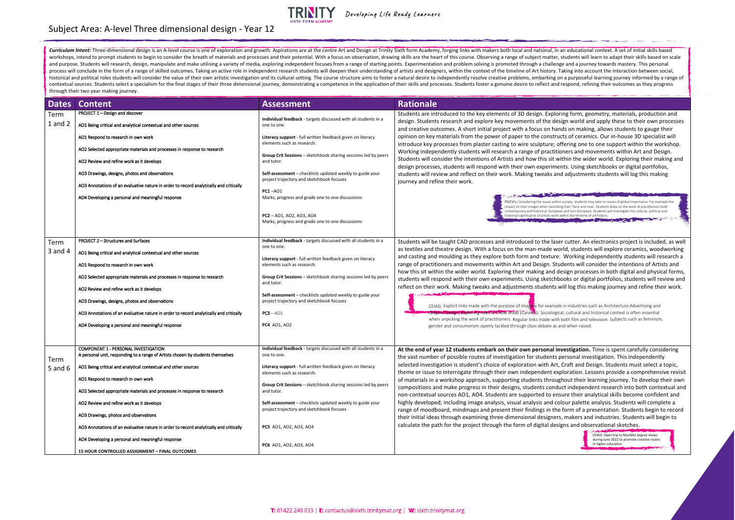# Subject Area: A-level Three dimensional design - Year 12

***Curriculum Intent:*** Three-dimensional design is an A-level course is one of exploration and growth. Aspirations are at the centre Art and Design at Trinity Sixth form Academy, forging links with makers both local and national, in an educational context. A set of initial skills based workshops, intend to prompt students to begin to consider the breath of materials and processes and their potential. With a focus on observation, drawing skills are the heart of this course. Observing a range of subject matter, students will learn to adapt their skills based on scale and purpose. Students will research, design, manipulate and make utilising a variety of media, exploring independent focuses from a range of starting points. Experimentation and problem solving is promoted through a challenge and a journey towards mastery. This personal process will conclude in the form of a range of skilled outcomes. Taking an active role in independent research students will deepen their understanding of artists and designers, within the context of the timeline of Art history. Taking into account the interaction between social, historical and political roles students will consider the value of their own artistic investigation and its cultural setting. The course structure aims to foster a natural desire to independently resolve creative problems, embarking on a purposeful learning journey informed by a range of contextual sources. Students select a specialism for the final stages of their three dimensional journey, demonstrating a competence in the application of their skills and processes. Students foster a genuine desire to reflect and respond, refining their outcomes as they progress through their two year making journey.

| Dates | Content | Assessment | Rationale |
|---|---|---|---|
| Term 1 and 2 | PROJECT 1 – Design and discover<br><br>AO1 Being critical and analytical contextual and other sources<br><br>AO1 Respond to research in own work<br><br>AO2 Selected appropriate materials and processes in response to research<br><br>AO2 Review and refine work as it develops<br><br>AO3 Drawings, designs, photos and observations<br><br>AO3 Annotations of an evaluative nature in order to record analytically and critically<br><br>AO4 Developing a personal and meaningful response | **Individual feedback** - targets discussed with all students in a one to one.<br><br>**Literacy support** - full written feedback given on literacy elements such as research.<br><br>**Group Crit Sessions** – sketchbook sharing sessions led by peers and tutor.<br><br>**Self-assessment** – checklists updated weekly to guide your project trajectory and sketchbook focuses<br><br>**PC1** –AO1<br>Marks, progress and grade one to one discussions<br><br>**PC2** – AO1, AO2, AO3, AO4<br>Marks, progress and grade one to one discussions | Students are introduced to the key elements of 3D design. Exploring form, geometry, materials, production and design. Students research and explore key movements of the design world and apply these to their own processes and creative outcomes. A short initial project with a focus on hands on making, allows students to gauge their opinion on key materials from the power of paper to the constructs of ceramics. Our in-house 3D specialist will introduce key processes from plaster casting to wire sculpture; offering one to one support within the workshop. Working independently students will research a range of practitioners and movements within Art and Design. Students will consider the intentions of Artists and how this sit within the wider world. Exploring their making and design processes, students will respond with their own experiments. Using sketchbooks or digital portfolios, students will review and reflect on their work. Making tweaks and adjustments students will log this making journey and refine their work.<br><br>PS/CV's: Considering the issues within society, students may take on issues of global importance. For example the impact on their images when recording their 'here and now'. Students draw on the work of practitioners both contemporary and historical, European and non-European. Students will investigate the cultural, political and historical significance of artists work within the timeline of art history. |
| Term 3 and 4 | PROJECT 2 – Structures and Surfaces<br><br>AO1 Being critical and analytical contextual and other sources<br><br>AO1 Respond to research in own work<br><br>AO2 Selected appropriate materials and processes in response to research<br><br>AO2 Review and refine work as it develops<br><br>AO3 Drawings, designs, photos and observations<br><br>AO3 Annotations of an evaluative nature in order to record analytically and critically<br><br>AO4 Developing a personal and meaningful response | **Individual feedback** - targets discussed with all students in a one to one.<br><br>**Literacy support** - full written feedback given on literacy elements such as research.<br><br>**Group Crit Sessions** – sketchbook sharing sessions led by peers and tutor.<br><br>**Self-assessment** – checklists updated weekly to guide your project trajectory and sketchbook focuses<br><br>**PC3** – AO1<br><br>**PC4** AO1, AO2 | Students will be taught CAD processes and introduced to the laser cutter. An electronics project is included, as well as textiles and theatre design. With a focus on the man-made world, students will explore ceramics, woodworking and casting and moulding as they explore both form and texture. Working independently students will research a range of practitioners and movements within Art and Design. Students will consider the intentions of Artists and how this sit within the wider world. Exploring their making and design processes in both digital and physical forms, students will respond with their own experiments. Using sketchbooks or digital portfolios, students will review and reflect on their work. Making tweaks and adjustments students will log this making journey and refine their work.<br><br>CEIAG: Explicit links made with the purpose of imagery for example in industries such as Architecture Advertising and Graphic Design, exploring roles in these areas (Careers). Sociological, cultural and historical context is often essential when unpicking the work of practitioners. Regular links made with both film and television. Subjects such as feminism, gender and consumerism openly tackled through class debate as and when raised. |
| Term 5 and 6 | COMPONENT 1 - PERSONAL INVESTIGATION<br>A personal unit, responding to a range of Artists chosen by students themselves<br><br>AO1 Being critical and analytical contextual and other sources<br><br>AO1 Respond to research in own work<br><br>AO2 Selected appropriate materials and processes in response to research<br><br>AO2 Review and refine work as it develops<br><br>AO3 Drawings, photos and observations<br><br>AO3 Annotations of an evaluative nature in order to record analytically and critically<br><br>AO4 Developing a personal and meaningful response<br><br>**15 HOUR CONTROLLED ASSIGNMENT – FINAL OUTCOMES** | **Individual feedback** - targets discussed with all students in a one to one.<br><br>**Literacy support** - full written feedback given on literacy elements such as research.<br><br>**Group Crit Sessions** – sketchbook sharing sessions led by peers and tutor.<br><br>**Self-assessment** – checklists updated weekly to guide your project trajectory and sketchbook focuses<br><br>**PC5** AO1, AO2, AO3, AO4<br><br>**PC6** AO1, AO2, AO3, AO4 | **At the end of year 12 students embark on their own personal investigation.** Time is spent carefully considering the vast number of possible routes of investigation for students personal investigation. This independently selected investigation is student's choice of exploration with Art, Craft and Design. Students must select a topic, theme or issue to interrogate through their own independent exploration. Lessons provide a comprehensive revisit of materials in a workshop approach, supporting students throughout their learning journey. To develop their own compositions and make progress in their designs, students conduct independent research into both contextual and non-contextual sources AO1, AO4. Students are supported to ensure their analytical skills become confident and highly developed; including image analysis, visual analysis and colour palette analysis. Students will complete a range of moodboard, mindmaps and present their findings in the form of a presentation. Students begin to record their initial ideas through examining three-dimensional designers, makers and industries. Students will begin to calculate the path for the project through the form of digital designs and observational sketches.<br><br>CEIAG: Open trip to ManMet degree shows during June 2022 to promote creative routes In higher education |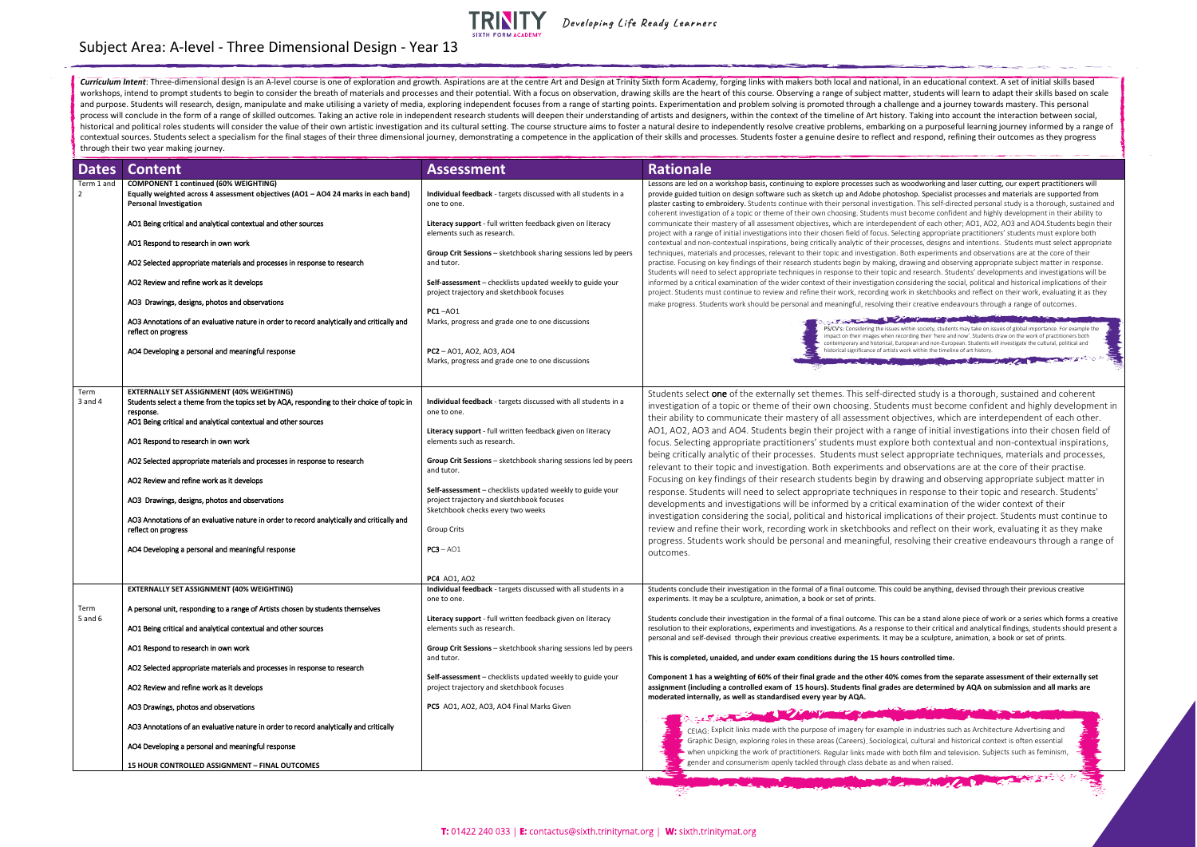# Subject Area: A-level - Three Dimensional Design - Year 13

*Curriculum Intent*: Three-dimensional design is an A-level course is one of exploration and growth. Aspirations are at the centre Art and Design at Trinity Sixth form Academy, forging links with makers both local and national, in an educational context. A set of initial skills based workshops, intend to prompt students to begin to consider the breath of materials and processes and their potential. With a focus on observation, drawing skills are the heart of this course. Observing a range of subject matter, students will learn to adapt their skills based on scale and purpose. Students will research, design, manipulate and make utilising a variety of media, exploring independent focuses from a range of starting points. Experimentation and problem solving is promoted through a challenge and a journey towards mastery. This personal process will conclude in the form of a range of skilled outcomes. Taking an active role in independent research students will deepen their understanding of artists and designers, within the context of the timeline of Art history. Taking into account the interaction between social, historical and political roles students will consider the value of their own artistic investigation and its cultural setting. The course structure aims to foster a natural desire to independently resolve creative problems, embarking on a purposeful learning journey informed by a range of contextual sources. Students select a specialism for the final stages of their three dimensional journey, demonstrating a competence in the application of their skills and processes. Students foster a genuine desire to reflect and respond, refining their outcomes as they progress through their two year making journey.

| Dates | Content | Assessment | Rationale |
|---|---|---|---|
| Term 1 and 2 | **COMPONENT 1 continued (60% WEIGHTING)**<br>**Equally weighted across 4 assessment objectives (AO1 – AO4 24 marks in each band)**<br>**Personal Investigation**<br><br>AO1 Being critical and analytical contextual and other sources<br><br>AO1 Respond to research in own work<br><br>AO2 Selected appropriate materials and processes in response to research<br><br>AO2 Review and refine work as it develops<br><br>AO3 Drawings, designs, photos and observations<br><br>AO3 Annotations of an evaluative nature in order to record analytically and critically and reflect on progress<br><br>AO4 Developing a personal and meaningful response | **Individual feedback** - targets discussed with all students in a one to one.<br><br>**Literacy support** - full written feedback given on literacy elements such as research.<br><br>**Group Crit Sessions** – sketchbook sharing sessions led by peers and tutor.<br><br>**Self-assessment** – checklists updated weekly to guide your project trajectory and sketchbook focuses<br><br>**PC1** –AO1<br>Marks, progress and grade one to one discussions<br><br>**PC2** – AO1, AO2, AO3, AO4<br>Marks, progress and grade one to one discussions | Lessons are led on a workshop basis, continuing to explore processes such as woodworking and laser cutting, our expert practitioners will provide guided tuition on design software such as sketch up and Adobe photoshop. Specialist processes and materials are supported from plaster casting to embroidery. Students continue with their personal investigation. This self-directed personal study is a thorough, sustained and coherent investigation of a topic or theme of their own choosing. Students must become confident and highly development in their ability to communicate their mastery of all assessment objectives, which are interdependent of each other; AO1, AO2, AO3 and AO4.Students begin their project with a range of initial investigations into their chosen field of focus. Selecting appropriate practitioners' students must explore both contextual and non-contextual inspirations, being critically analytic of their processes, designs and intentions. Students must select appropriate techniques, materials and processes, relevant to their topic and investigation. Both experiments and observations are at the core of their practise. Focusing on key findings of their research students begin by making, drawing and observing appropriate subject matter in response. Students will need to select appropriate techniques in response to their topic and research. Students' developments and investigations will be informed by a critical examination of the wider context of their investigation considering the social, political and historical implications of their project. Students must continue to review and refine their work, recording work in sketchbooks and reflect on their work, evaluating it as they make progress. Students work should be personal and meaningful, resolving their creative endeavours through a range of outcomes.<br><br>PS/CV's: Considering the issues within society, students may take on issues of global importance. For example the impact on their images when recording their 'here and now'. Students draw on the work of practitioners both contemporary and historical, European and non-European. Students will investigate the cultural, political and historical significance of artists work within the timeline of art history. |
| Term 3 and 4 | **EXTERNALLY SET ASSIGNMENT (40% WEIGHTING)**<br>Students select a theme from the topics set by AQA, responding to their choice of topic in response.<br>AO1 Being critical and analytical contextual and other sources<br><br>AO1 Respond to research in own work<br><br>AO2 Selected appropriate materials and processes in response to research<br><br>AO2 Review and refine work as it develops<br><br>AO3 Drawings, designs, photos and observations<br><br>AO3 Annotations of an evaluative nature in order to record analytically and critically and reflect on progress<br><br>AO4 Developing a personal and meaningful response | **Individual feedback** - targets discussed with all students in a one to one.<br><br>**Literacy support** - full written feedback given on literacy elements such as research.<br><br>**Group Crit Sessions** – sketchbook sharing sessions led by peers and tutor.<br><br>**Self-assessment** – checklists updated weekly to guide your project trajectory and sketchbook focuses<br>Sketchbook checks every two weeks<br><br>Group Crits<br><br>**PC3** – AO1<br><br>**PC4** AO1, AO2 | Students select **one** of the externally set themes. This self-directed study is a thorough, sustained and coherent investigation of a topic or theme of their own choosing. Students must become confident and highly development in their ability to communicate their mastery of all assessment objectives, which are interdependent of each other. AO1, AO2, AO3 and AO4. Students begin their project with a range of initial investigations into their chosen field of focus. Selecting appropriate practitioners' students must explore both contextual and non-contextual inspirations, being critically analytic of their processes. Students must select appropriate techniques, materials and processes, relevant to their topic and investigation. Both experiments and observations are at the core of their practise. Focusing on key findings of their research students begin by drawing and observing appropriate subject matter in response. Students will need to select appropriate techniques in response to their topic and research. Students' developments and investigations will be informed by a critical examination of the wider context of their investigation considering the social, political and historical implications of their project. Students must continue to review and refine their work, recording work in sketchbooks and reflect on their work, evaluating it as they make progress. Students work should be personal and meaningful, resolving their creative endeavours through a range of outcomes. |
| Term 5 and 6 | **EXTERNALLY SET ASSIGNMENT (40% WEIGHTING)**<br><br>A personal unit, responding to a range of Artists chosen by students themselves<br><br>AO1 Being critical and analytical contextual and other sources<br><br>AO1 Respond to research in own work<br><br>AO2 Selected appropriate materials and processes in response to research<br><br>AO2 Review and refine work as it develops<br><br>AO3 Drawings, photos and observations<br><br>AO3 Annotations of an evaluative nature in order to record analytically and critically<br><br>AO4 Developing a personal and meaningful response<br><br>**15 HOUR CONTROLLED ASSIGNMENT – FINAL OUTCOMES** | **Individual feedback** - targets discussed with all students in a one to one.<br><br>**Literacy support** - full written feedback given on literacy elements such as research.<br><br>**Group Crit Sessions** – sketchbook sharing sessions led by peers and tutor.<br><br>**Self-assessment** – checklists updated weekly to guide your project trajectory and sketchbook focuses<br><br>**PC5** AO1, AO2, AO3, AO4 Final Marks Given | Students conclude their investigation in the formal of a final outcome. This could be anything, devised through their previous creative experiments. It may be a sculpture, animation, a book or set of prints.<br><br>Students conclude their investigation in the formal of a final outcome. This can be a stand alone piece of work or a series which forms a creative resolution to their explorations, experiments and investigations. As a response to their critical and analytical findings, students should present a personal and self-devised through their previous creative experiments. It may be a sculpture, animation, a book or set of prints.<br><br>**This is completed, unaided, and under exam conditions during the 15 hours controlled time.**<br><br>**Component 1 has a weighting of 60% of their final grade and the other 40% comes from the separate assessment of their externally set assignment (including a controlled exam of 15 hours). Students final grades are determined by AQA on submission and all marks are moderated internally, as well as standardised every year by AQA.**<br><br>CEIAG: Explicit links made with the purpose of imagery for example in industries such as Architecture Advertising and Graphic Design, exploring roles in these areas (Careers). Sociological, cultural and historical context is often essential when unpicking the work of practitioners. Regular links made with both film and television. Subjects such as feminism, gender and consumerism openly tackled through class debate as and when raised. |